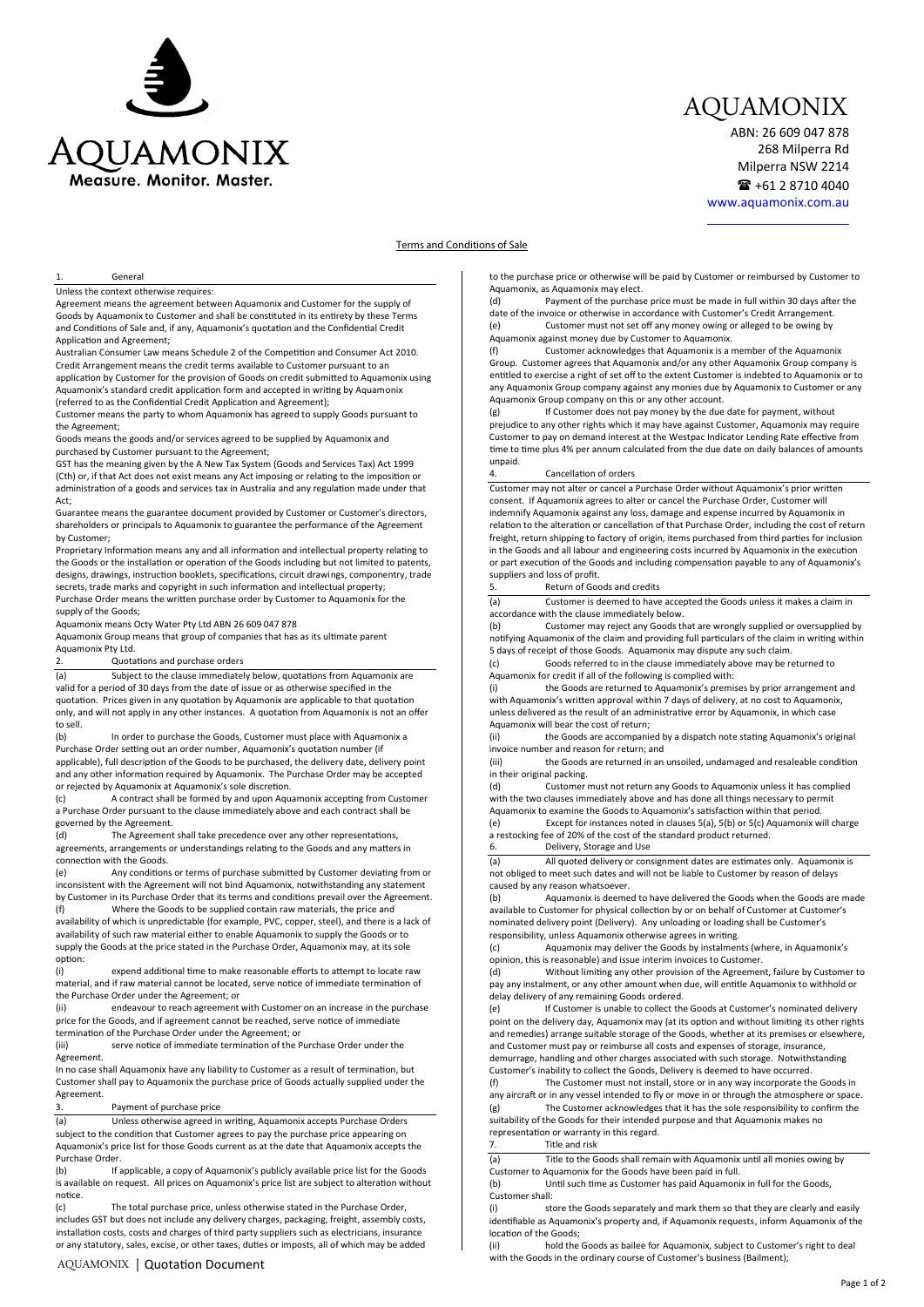# AQUAMONIX

ABN: 26 609 047 878
268 Milperra Rd
Milperra NSW 2214
☎ +61 2 8710 4040
www.aquamonix.com.au

## Terms and Conditions of Sale

### 1. General

Unless the context otherwise requires:

Agreement means the agreement between Aquamonix and Customer for the supply of Goods by Aquamonix to Customer and shall be constituted in its entirety by these Terms and Conditions of Sale and, if any, Aquamonix's quotation and the Confidential Credit Application and Agreement;

Australian Consumer Law means Schedule 2 of the Competition and Consumer Act 2010.

Credit Arrangement means the credit terms available to Customer pursuant to an application by Customer for the provision of Goods on credit submitted to Aquamonix using Aquamonix's standard credit application form and accepted in writing by Aquamonix (referred to as the Confidential Credit Application and Agreement);

Customer means the party to whom Aquamonix has agreed to supply Goods pursuant to the Agreement;

Goods means the goods and/or services agreed to be supplied by Aquamonix and purchased by Customer pursuant to the Agreement;

GST has the meaning given by the A New Tax System (Goods and Services Tax) Act 1999 (Cth) or, if that Act does not exist means any Act imposing or relating to the imposition or administration of a goods and services tax in Australia and any regulation made under that Act;

Guarantee means the guarantee document provided by Customer or Customer's directors, shareholders or principals to Aquamonix to guarantee the performance of the Agreement by Customer;

Proprietary Information means any and all information and intellectual property relating to the Goods or the installation or operation of the Goods including but not limited to patents, designs, drawings, instruction booklets, specifications, circuit drawings, componentry, trade secrets, trade marks and copyright in such information and intellectual property;

Purchase Order means the written purchase order by Customer to Aquamonix for the supply of the Goods;

Aquamonix means Octy Water Pty Ltd ABN 26 609 047 878

Aquamonix Group means that group of companies that has as its ultimate parent Aquamonix Pty Ltd.

### 2. Quotations and purchase orders

(a) Subject to the clause immediately below, quotations from Aquamonix are valid for a period of 30 days from the date of issue or as otherwise specified in the quotation. Prices given in any quotation by Aquamonix are applicable to that quotation only, and will not apply in any other instances. A quotation from Aquamonix is not an offer to sell.

(b) In order to purchase the Goods, Customer must place with Aquamonix a Purchase Order setting out an order number, Aquamonix's quotation number (if applicable), full description of the Goods to be purchased, the delivery date, delivery point and any other information required by Aquamonix. The Purchase Order may be accepted or rejected by Aquamonix at Aquamonix's sole discretion.

(c) A contract shall be formed by and upon Aquamonix accepting from Customer a Purchase Order pursuant to the clause immediately above and each contract shall be governed by the Agreement.

(d) The Agreement shall take precedence over any other representations, agreements, arrangements or understandings relating to the Goods and any matters in connection with the Goods.

(e) Any conditions or terms of purchase submitted by Customer deviating from or inconsistent with the Agreement will not bind Aquamonix, notwithstanding any statement by Customer in its Purchase Order that its terms and conditions prevail over the Agreement.

(f) Where the Goods to be supplied contain raw materials, the price and availability of which is unpredictable (for example, PVC, copper, steel), and there is a lack of availability of such raw material either to enable Aquamonix to supply the Goods or to supply the Goods at the price stated in the Purchase Order, Aquamonix may, at its sole option:

(i) expend additional time to make reasonable efforts to attempt to locate raw material, and if raw material cannot be located, serve notice of immediate termination of the Purchase Order under the Agreement; or

(ii) endeavour to reach agreement with Customer on an increase in the purchase price for the Goods, and if agreement cannot be reached, serve notice of immediate termination of the Purchase Order under the Agreement; or

(iii) serve notice of immediate termination of the Purchase Order under the Agreement.

In no case shall Aquamonix have any liability to Customer as a result of termination, but Customer shall pay to Aquamonix the purchase price of Goods actually supplied under the Agreement.

### 3. Payment of purchase price

(a) Unless otherwise agreed in writing, Aquamonix accepts Purchase Orders subject to the condition that Customer agrees to pay the purchase price appearing on Aquamonix's price list for those Goods current as at the date that Aquamonix accepts the Purchase Order.

(b) If applicable, a copy of Aquamonix's publicly available price list for the Goods is available on request. All prices on Aquamonix's price list are subject to alteration without notice.

(c) The total purchase price, unless otherwise stated in the Purchase Order, includes GST but does not include any delivery charges, packaging, freight, assembly costs, installation costs, costs and charges of third party suppliers such as electricians, insurance or any statutory, sales, excise, or other taxes, duties or imposts, all of which may be added to the purchase price or otherwise will be paid by Customer or reimbursed by Customer to Aquamonix, as Aquamonix may elect.

(d) Payment of the purchase price must be made in full within 30 days after the date of the invoice or otherwise in accordance with Customer's Credit Arrangement.

(e) Customer must not set off any money owing or alleged to be owing by Aquamonix against money due by Customer to Aquamonix.

(f) Customer acknowledges that Aquamonix is a member of the Aquamonix Group. Customer agrees that Aquamonix and/or any other Aquamonix Group company is entitled to exercise a right of set off to the extent Customer is indebted to Aquamonix or to any Aquamonix Group company against any monies due by Aquamonix to Customer or any Aquamonix Group company on this or any other account.

(g) If Customer does not pay money by the due date for payment, without prejudice to any other rights which it may have against Customer, Aquamonix may require Customer to pay on demand interest at the Westpac Indicator Lending Rate effective from time to time plus 4% per annum calculated from the due date on daily balances of amounts unpaid.

### 4. Cancellation of orders

Customer may not alter or cancel a Purchase Order without Aquamonix's prior written consent. If Aquamonix agrees to alter or cancel the Purchase Order, Customer will indemnify Aquamonix against any loss, damage and expense incurred by Aquamonix in relation to the alteration or cancellation of that Purchase Order, including the cost of return freight, return shipping to factory of origin, items purchased from third parties for inclusion in the Goods and all labour and engineering costs incurred by Aquamonix in the execution or part execution of the Goods and including compensation payable to any of Aquamonix's suppliers and loss of profit.

### 5. Return of Goods and credits

(a) Customer is deemed to have accepted the Goods unless it makes a claim in accordance with the clause immediately below.

(b) Customer may reject any Goods that are wrongly supplied or oversupplied by notifying Aquamonix of the claim and providing full particulars of the claim in writing within 5 days of receipt of those Goods. Aquamonix may dispute any such claim.

(c) Goods referred to in the clause immediately above may be returned to Aquamonix for credit if all of the following is complied with:

(i) the Goods are returned to Aquamonix's premises by prior arrangement and with Aquamonix's written approval within 7 days of delivery, at no cost to Aquamonix, unless delivered as the result of an administrative error by Aquamonix, in which case Aquamonix will bear the cost of return;

(ii) the Goods are accompanied by a dispatch note stating Aquamonix's original invoice number and reason for return; and

(iii) the Goods are returned in an unsoiled, undamaged and resaleable condition in their original packing.

(d) Customer must not return any Goods to Aquamonix unless it has complied with the two clauses immediately above and has done all things necessary to permit Aquamonix to examine the Goods to Aquamonix's satisfaction within that period.

(e) Except for instances noted in clauses 5(a), 5(b) or 5(c) Aquamonix will charge a restocking fee of 20% of the cost of the standard product returned.

### 6. Delivery, Storage and Use

(a) All quoted delivery or consignment dates are estimates only. Aquamonix is not obliged to meet such dates and will not be liable to Customer by reason of delays caused by any reason whatsoever.

(b) Aquamonix is deemed to have delivered the Goods when the Goods are made available to Customer for physical collection by or on behalf of Customer at Customer's nominated delivery point (Delivery). Any unloading or loading shall be Customer's responsibility, unless Aquamonix otherwise agrees in writing.

(c) Aquamonix may deliver the Goods by instalments (where, in Aquamonix's opinion, this is reasonable) and issue interim invoices to Customer.

(d) Without limiting any other provision of the Agreement, failure by Customer to pay any instalment, or any other amount when due, will entitle Aquamonix to withhold or delay delivery of any remaining Goods ordered.

(e) If Customer is unable to collect the Goods at Customer's nominated delivery point on the delivery day, Aquamonix may (at its option and without limiting its other rights and remedies) arrange suitable storage of the Goods, whether at its premises or elsewhere, and Customer must pay or reimburse all costs and expenses of storage, insurance, demurrage, handling and other charges associated with such storage. Notwithstanding Customer's inability to collect the Goods, Delivery is deemed to have occurred.

(f) The Customer must not install, store or in any way incorporate the Goods in any aircraft or in any vessel intended to fly or move in or through the atmosphere or space.

(g) The Customer acknowledges that it has the sole responsibility to confirm the suitability of the Goods for their intended purpose and that Aquamonix makes no representation or warranty in this regard.

### 7. Title and risk

(a) Title to the Goods shall remain with Aquamonix until all monies owing by Customer to Aquamonix for the Goods have been paid in full.

(b) Until such time as Customer has paid Aquamonix in full for the Goods, Customer shall:

(i) store the Goods separately and mark them so that they are clearly and easily identifiable as Aquamonix's property and, if Aquamonix requests, inform Aquamonix of the location of the Goods;

(ii) hold the Goods as bailee for Aquamonix, subject to Customer's right to deal with the Goods in the ordinary course of Customer's business (Bailment);

AQUAMONIX | Quotation Document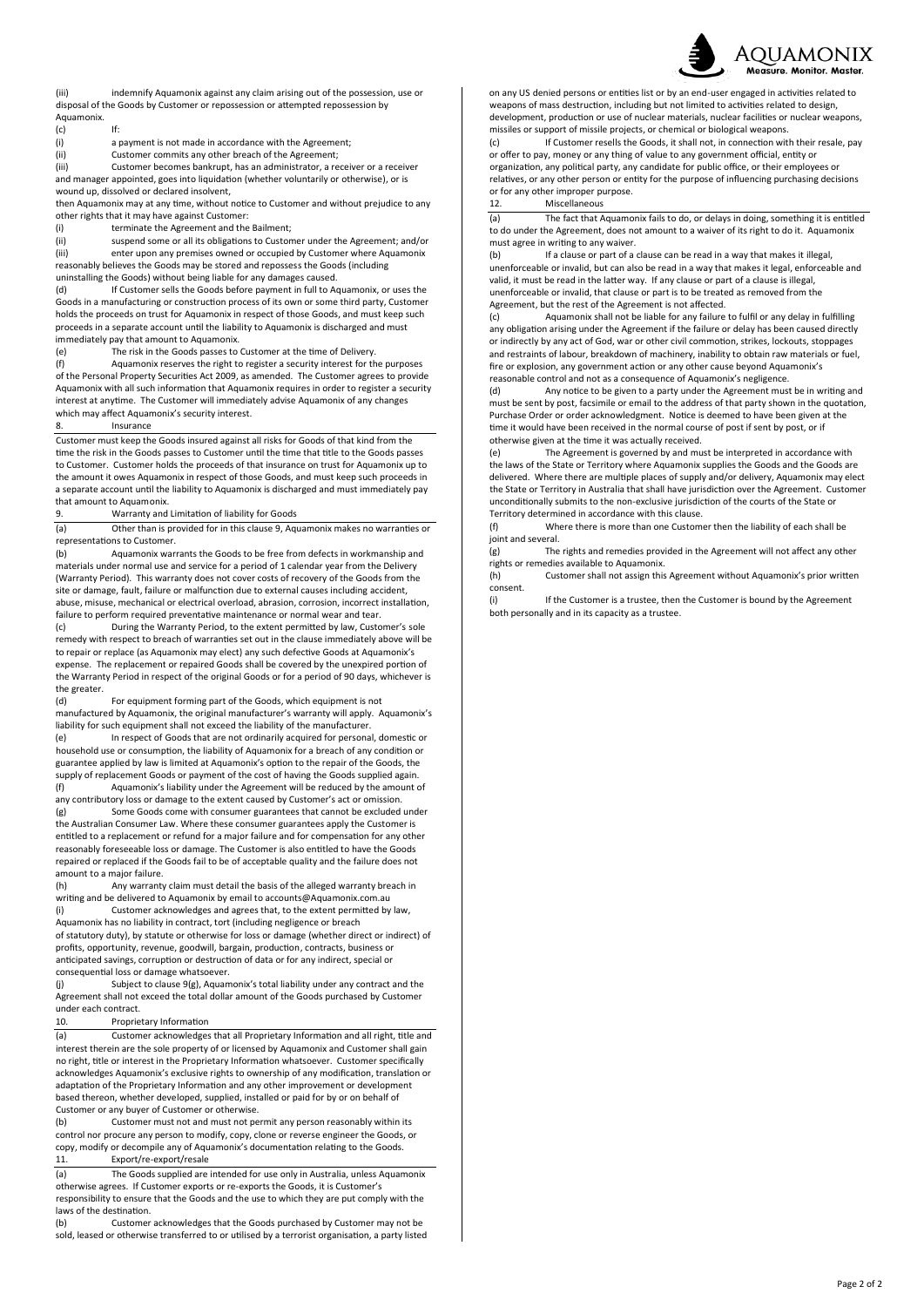(iii) indemnify Aquamonix against any claim arising out of the possession, use or disposal of the Goods by Customer or repossession or attempted repossession by Aquamonix.

(c) If:

(i) a payment is not made in accordance with the Agreement;

(ii) Customer commits any other breach of the Agreement;

(iii) Customer becomes bankrupt, has an administrator, a receiver or a receiver and manager appointed, goes into liquidation (whether voluntarily or otherwise), or is wound up, dissolved or declared insolvent,

then Aquamonix may at any time, without notice to Customer and without prejudice to any other rights that it may have against Customer:

(i) terminate the Agreement and the Bailment;

(ii) suspend some or all its obligations to Customer under the Agreement; and/or

(iii) enter upon any premises owned or occupied by Customer where Aquamonix reasonably believes the Goods may be stored and repossess the Goods (including uninstalling the Goods) without being liable for any damages caused.

(d) If Customer sells the Goods before payment in full to Aquamonix, or uses the Goods in a manufacturing or construction process of its own or some third party, Customer holds the proceeds on trust for Aquamonix in respect of those Goods, and must keep such proceeds in a separate account until the liability to Aquamonix is discharged and must immediately pay that amount to Aquamonix.

(e) The risk in the Goods passes to Customer at the time of Delivery.

(f) Aquamonix reserves the right to register a security interest for the purposes of the Personal Property Securities Act 2009, as amended. The Customer agrees to provide Aquamonix with all such information that Aquamonix requires in order to register a security interest at anytime. The Customer will immediately advise Aquamonix of any changes which may affect Aquamonix's security interest.

## 8. Insurance

Customer must keep the Goods insured against all risks for Goods of that kind from the time the risk in the Goods passes to Customer until the time that title to the Goods passes to Customer. Customer holds the proceeds of that insurance on trust for Aquamonix up to the amount it owes Aquamonix in respect of those Goods, and must keep such proceeds in a separate account until the liability to Aquamonix is discharged and must immediately pay that amount to Aquamonix.

## 9. Warranty and Limitation of liability for Goods

(a) Other than is provided for in this clause 9, Aquamonix makes no warranties or representations to Customer.

(b) Aquamonix warrants the Goods to be free from defects in workmanship and materials under normal use and service for a period of 1 calendar year from the Delivery (Warranty Period). This warranty does not cover costs of recovery of the Goods from the site or damage, fault, failure or malfunction due to external causes including accident, abuse, misuse, mechanical or electrical overload, abrasion, corrosion, incorrect installation, failure to perform required preventative maintenance or normal wear and tear.

(c) During the Warranty Period, to the extent permitted by law, Customer's sole remedy with respect to breach of warranties set out in the clause immediately above will be to repair or replace (as Aquamonix may elect) any such defective Goods at Aquamonix's expense. The replacement or repaired Goods shall be covered by the unexpired portion of the Warranty Period in respect of the original Goods or for a period of 90 days, whichever is the greater.

(d) For equipment forming part of the Goods, which equipment is not manufactured by Aquamonix, the original manufacturer's warranty will apply. Aquamonix's liability for such equipment shall not exceed the liability of the manufacturer.

(e) In respect of Goods that are not ordinarily acquired for personal, domestic or household use or consumption, the liability of Aquamonix for a breach of any condition or guarantee applied by law is limited at Aquamonix's option to the repair of the Goods, the supply of replacement Goods or payment of the cost of having the Goods supplied again.

(f) Aquamonix's liability under the Agreement will be reduced by the amount of any contributory loss or damage to the extent caused by Customer's act or omission.

(g) Some Goods come with consumer guarantees that cannot be excluded under the Australian Consumer Law. Where these consumer guarantees apply the Customer is entitled to a replacement or refund for a major failure and for compensation for any other reasonably foreseeable loss or damage. The Customer is also entitled to have the Goods repaired or replaced if the Goods fail to be of acceptable quality and the failure does not amount to a major failure.

(h) Any warranty claim must detail the basis of the alleged warranty breach in writing and be delivered to Aquamonix by email to accounts@Aquamonix.com.au

(i) Customer acknowledges and agrees that, to the extent permitted by law, Aquamonix has no liability in contract, tort (including negligence or breach of statutory duty), by statute or otherwise for loss or damage (whether direct or indirect) of profits, opportunity, revenue, goodwill, bargain, production, contracts, business or anticipated savings, corruption or destruction of data or for any indirect, special or consequential loss or damage whatsoever.

(j) Subject to clause 9(g), Aquamonix's total liability under any contract and the Agreement shall not exceed the total dollar amount of the Goods purchased by Customer under each contract.

## 10. Proprietary Information

(a) Customer acknowledges that all Proprietary Information and all right, title and interest therein are the sole property of or licensed by Aquamonix and Customer shall gain no right, title or interest in the Proprietary Information whatsoever. Customer specifically acknowledges Aquamonix's exclusive rights to ownership of any modification, translation or adaptation of the Proprietary Information and any other improvement or development based thereon, whether developed, supplied, installed or paid for by or on behalf of Customer or any buyer of Customer or otherwise.

(b) Customer must not and must not permit any person reasonably within its control nor procure any person to modify, copy, clone or reverse engineer the Goods, or copy, modify or decompile any of Aquamonix's documentation relating to the Goods.

## 11. Export/re-export/resale

(a) The Goods supplied are intended for use only in Australia, unless Aquamonix otherwise agrees. If Customer exports or re-exports the Goods, it is Customer's responsibility to ensure that the Goods and the use to which they are put comply with the laws of the destination.

(b) Customer acknowledges that the Goods purchased by Customer may not be sold, leased or otherwise transferred to or utilised by a terrorist organisation, a party listed on any US denied persons or entities list or by an end-user engaged in activities related to weapons of mass destruction, including but not limited to activities related to design, development, production or use of nuclear materials, nuclear facilities or nuclear weapons, missiles or support of missile projects, or chemical or biological weapons.

(c) If Customer resells the Goods, it shall not, in connection with their resale, pay or offer to pay, money or any thing of value to any government official, entity or organization, any political party, any candidate for public office, or their employees or relatives, or any other person or entity for the purpose of influencing purchasing decisions or for any other improper purpose.

## 12. Miscellaneous

(a) The fact that Aquamonix fails to do, or delays in doing, something it is entitled to do under the Agreement, does not amount to a waiver of its right to do it. Aquamonix must agree in writing to any waiver.

(b) If a clause or part of a clause can be read in a way that makes it illegal, unenforceable or invalid, but can also be read in a way that makes it legal, enforceable and valid, it must be read in the latter way. If any clause or part of a clause is illegal, unenforceable or invalid, that clause or part is to be treated as removed from the Agreement, but the rest of the Agreement is not affected.

(c) Aquamonix shall not be liable for any failure to fulfil or any delay in fulfilling any obligation arising under the Agreement if the failure or delay has been caused directly or indirectly by any act of God, war or other civil commotion, strikes, lockouts, stoppages and restraints of labour, breakdown of machinery, inability to obtain raw materials or fuel, fire or explosion, any government action or any other cause beyond Aquamonix's reasonable control and not as a consequence of Aquamonix's negligence.

(d) Any notice to be given to a party under the Agreement must be in writing and must be sent by post, facsimile or email to the address of that party shown in the quotation, Purchase Order or order acknowledgment. Notice is deemed to have been given at the time it would have been received in the normal course of post if sent by post, or if otherwise given at the time it was actually received.

(e) The Agreement is governed by and must be interpreted in accordance with the laws of the State or Territory where Aquamonix supplies the Goods and the Goods are delivered. Where there are multiple places of supply and/or delivery, Aquamonix may elect the State or Territory in Australia that shall have jurisdiction over the Agreement. Customer unconditionally submits to the non-exclusive jurisdiction of the courts of the State or Territory determined in accordance with this clause.

(f) Where there is more than one Customer then the liability of each shall be joint and several.

(g) The rights and remedies provided in the Agreement will not affect any other rights or remedies available to Aquamonix.

(h) Customer shall not assign this Agreement without Aquamonix's prior written consent.

(i) If the Customer is a trustee, then the Customer is bound by the Agreement both personally and in its capacity as a trustee.